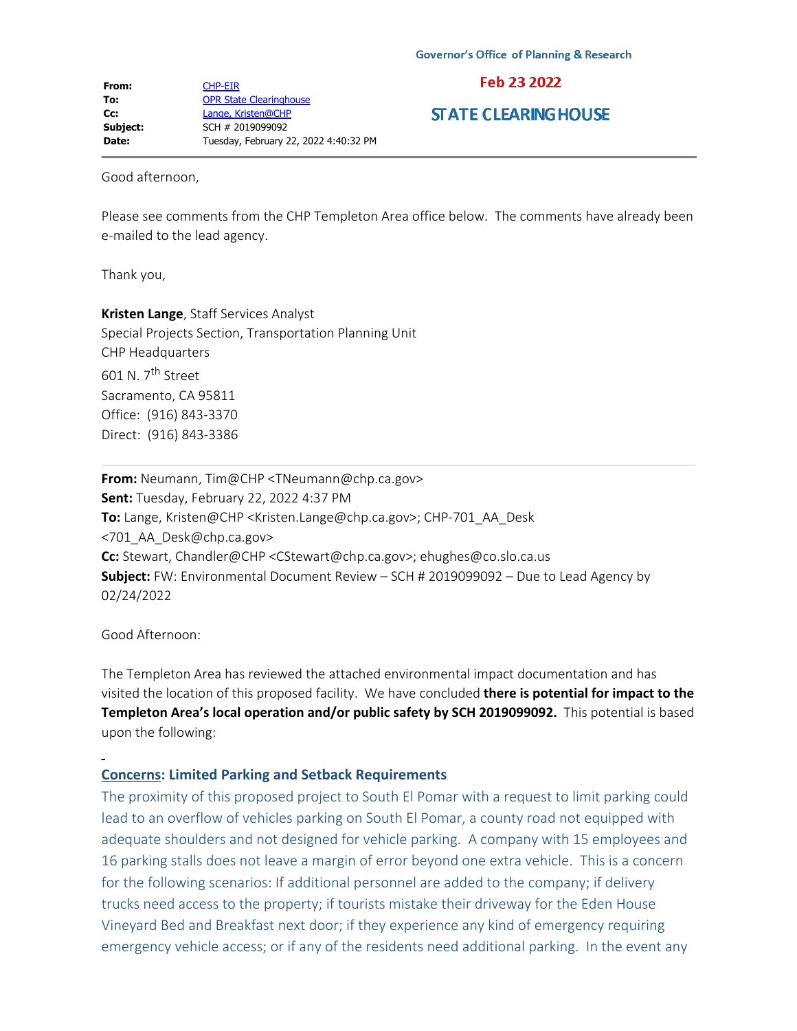Governor's Office of Planning & Research

Feb 23 2022

STATE CLEARINGHOUSE

| | |
|---|---|
| **From:** | CHP-EIR |
| **To:** | OPR State Clearinghouse |
| **Cc:** | Lange, Kristen@CHP |
| **Subject:** | SCH # 2019099092 |
| **Date:** | Tuesday, February 22, 2022 4:40:32 PM |

---

Good afternoon,

Please see comments from the CHP Templeton Area office below. The comments have already been e-mailed to the lead agency.

Thank you,

**Kristen Lange**, Staff Services Analyst
Special Projects Section, Transportation Planning Unit
CHP Headquarters
601 N. 7th Street
Sacramento, CA 95811
Office: (916) 843-3370
Direct: (916) 843-3386

---

**From:** Neumann, Tim@CHP <TNeumann@chp.ca.gov>
**Sent:** Tuesday, February 22, 2022 4:37 PM
**To:** Lange, Kristen@CHP <Kristen.Lange@chp.ca.gov>; CHP-701_AA_Desk <701_AA_Desk@chp.ca.gov>
**Cc:** Stewart, Chandler@CHP <CStewart@chp.ca.gov>; ehughes@co.slo.ca.us
**Subject:** FW: Environmental Document Review – SCH # 2019099092 – Due to Lead Agency by 02/24/2022

Good Afternoon:

The Templeton Area has reviewed the attached environmental impact documentation and has visited the location of this proposed facility. We have concluded **there is potential for impact to the Templeton Area's local operation and/or public safety by SCH 2019099092.** This potential is based upon the following:

**Concerns: Limited Parking and Setback Requirements**

The proximity of this proposed project to South El Pomar with a request to limit parking could lead to an overflow of vehicles parking on South El Pomar, a county road not equipped with adequate shoulders and not designed for vehicle parking. A company with 15 employees and 16 parking stalls does not leave a margin of error beyond one extra vehicle. This is a concern for the following scenarios: If additional personnel are added to the company; if delivery trucks need access to the property; if tourists mistake their driveway for the Eden House Vineyard Bed and Breakfast next door; if they experience any kind of emergency requiring emergency vehicle access; or if any of the residents need additional parking. In the event any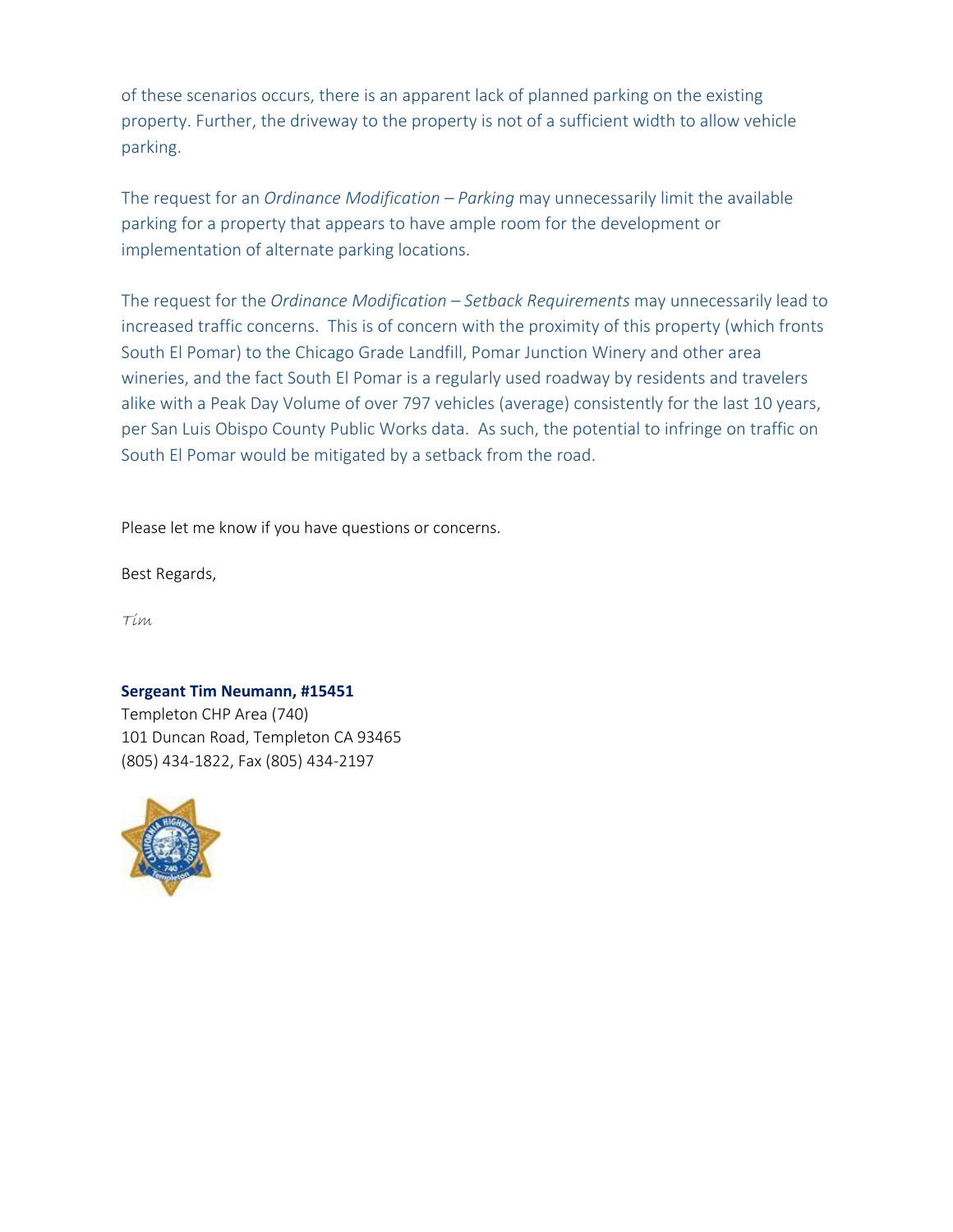of these scenarios occurs, there is an apparent lack of planned parking on the existing property. Further, the driveway to the property is not of a sufficient width to allow vehicle parking.

The request for an *Ordinance Modification – Parking* may unnecessarily limit the available parking for a property that appears to have ample room for the development or implementation of alternate parking locations.

The request for the *Ordinance Modification – Setback Requirements* may unnecessarily lead to increased traffic concerns. This is of concern with the proximity of this property (which fronts South El Pomar) to the Chicago Grade Landfill, Pomar Junction Winery and other area wineries, and the fact South El Pomar is a regularly used roadway by residents and travelers alike with a Peak Day Volume of over 797 vehicles (average) consistently for the last 10 years, per San Luis Obispo County Public Works data. As such, the potential to infringe on traffic on South El Pomar would be mitigated by a setback from the road.

Please let me know if you have questions or concerns.

Best Regards,

*Tim*

**Sergeant Tim Neumann, #15451**
Templeton CHP Area (740)
101 Duncan Road, Templeton CA 93465
(805) 434-1822, Fax (805) 434-2197